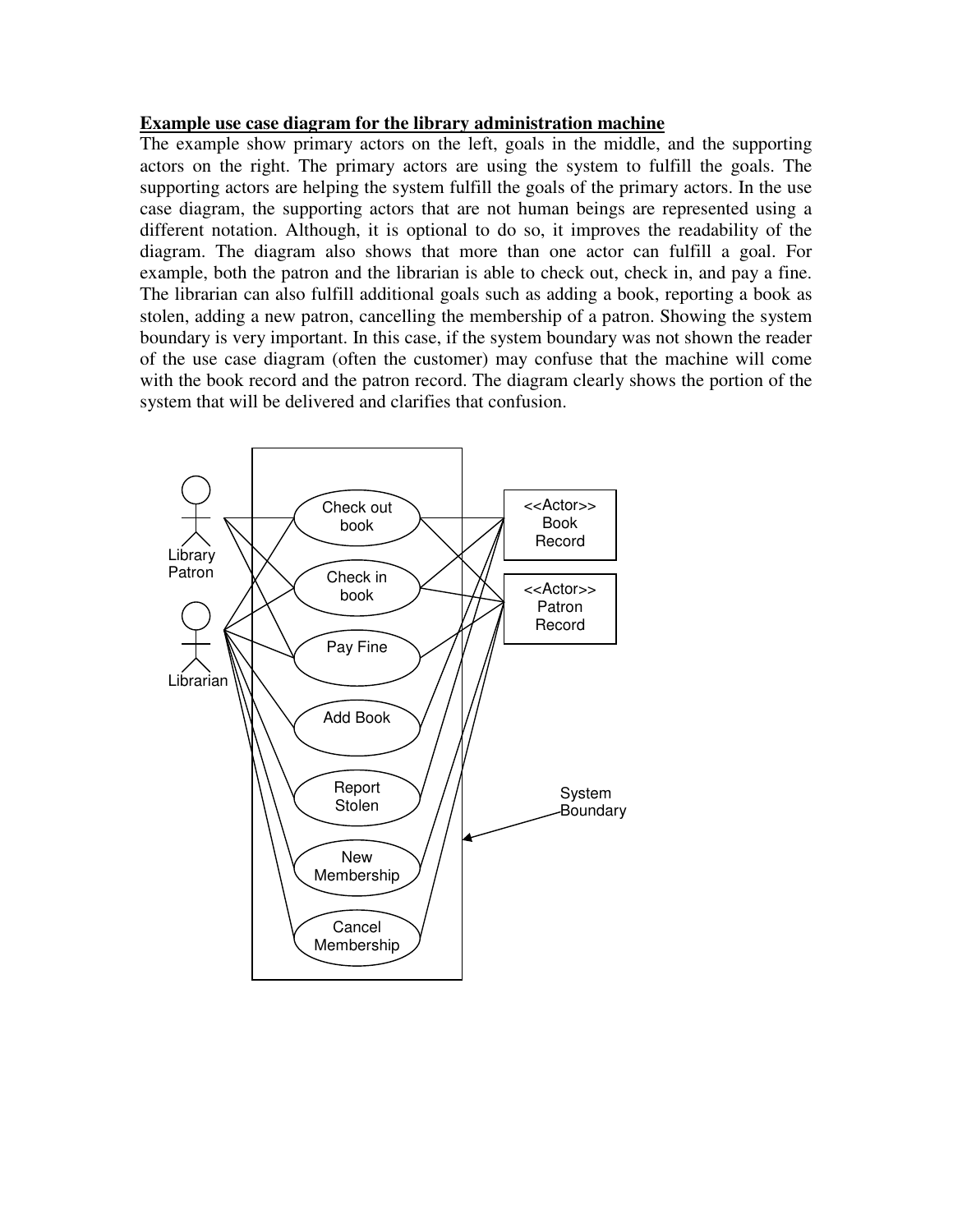**Example use case diagram for the library administration machine**

The example show primary actors on the left, goals in the middle, and the supporting actors on the right. The primary actors are using the system to fulfill the goals. The supporting actors are helping the system fulfill the goals of the primary actors. In the use case diagram, the supporting actors that are not human beings are represented using a different notation. Although, it is optional to do so, it improves the readability of the diagram. The diagram also shows that more than one actor can fulfill a goal. For example, both the patron and the librarian is able to check out, check in, and pay a fine. The librarian can also fulfill additional goals such as adding a book, reporting a book as stolen, adding a new patron, cancelling the membership of a patron. Showing the system boundary is very important. In this case, if the system boundary was not shown the reader of the use case diagram (often the customer) may confuse that the machine will come with the book record and the patron record. The diagram clearly shows the portion of the system that will be delivered and clarifies that confusion.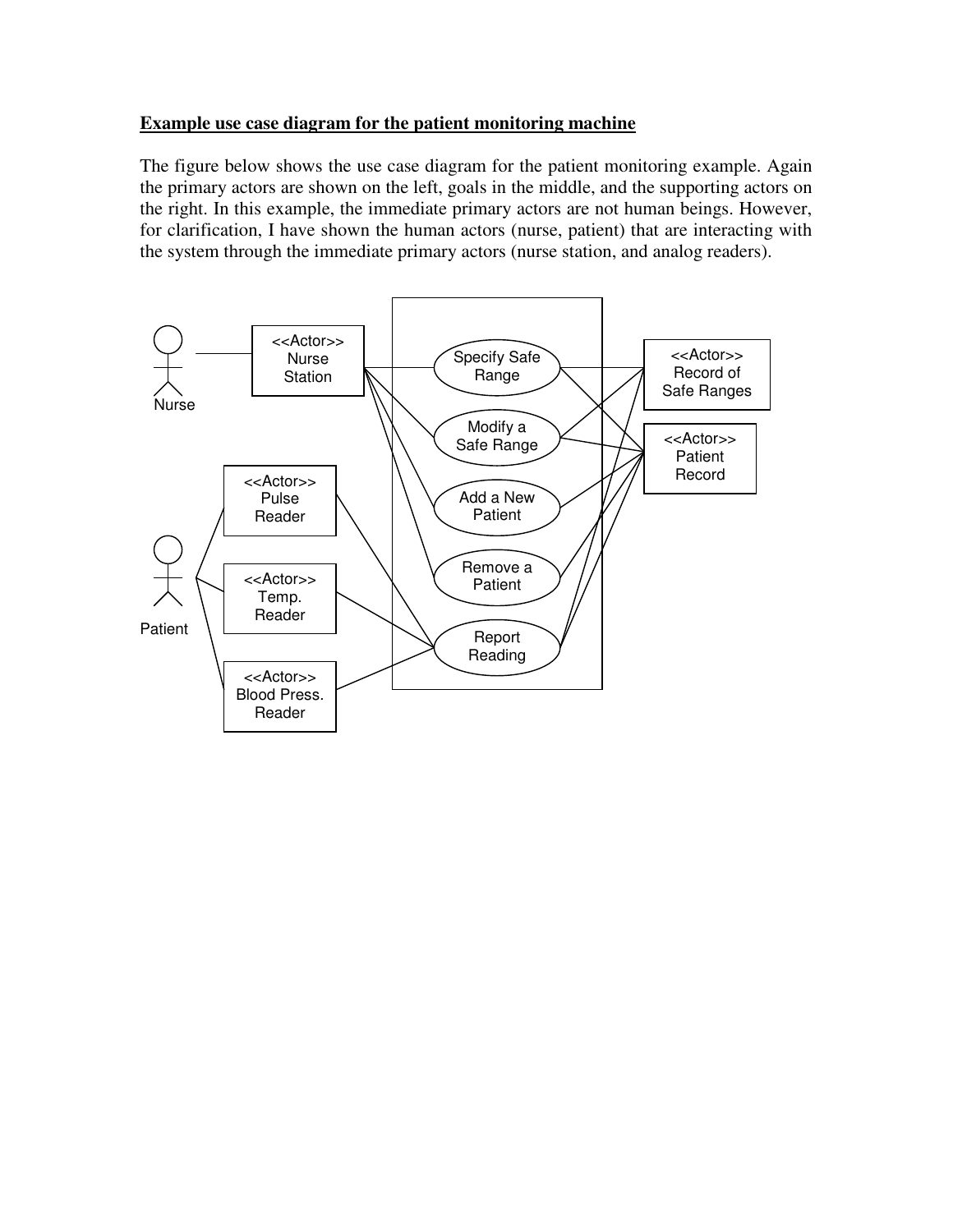## Example use case diagram for the patient monitoring machine

The figure below shows the use case diagram for the patient monitoring example. Again the primary actors are shown on the left, goals in the middle, and the supporting actors on the right. In this example, the immediate primary actors are not human beings. However, for clarification, I have shown the human actors (nurse, patient) that are interacting with the system through the immediate primary actors (nurse station, and analog readers).

Nurse

<<Actor>>
Nurse
Station

Patient

<<Actor>>
Pulse
Reader

<<Actor>>
Temp.
Reader

<<Actor>>
Blood Press.
Reader

Specify Safe
Range

Modify a
Safe Range

Add a New
Patient

Remove a
Patient

Report
Reading

<<Actor>>
Record of
Safe Ranges

<<Actor>>
Patient
Record